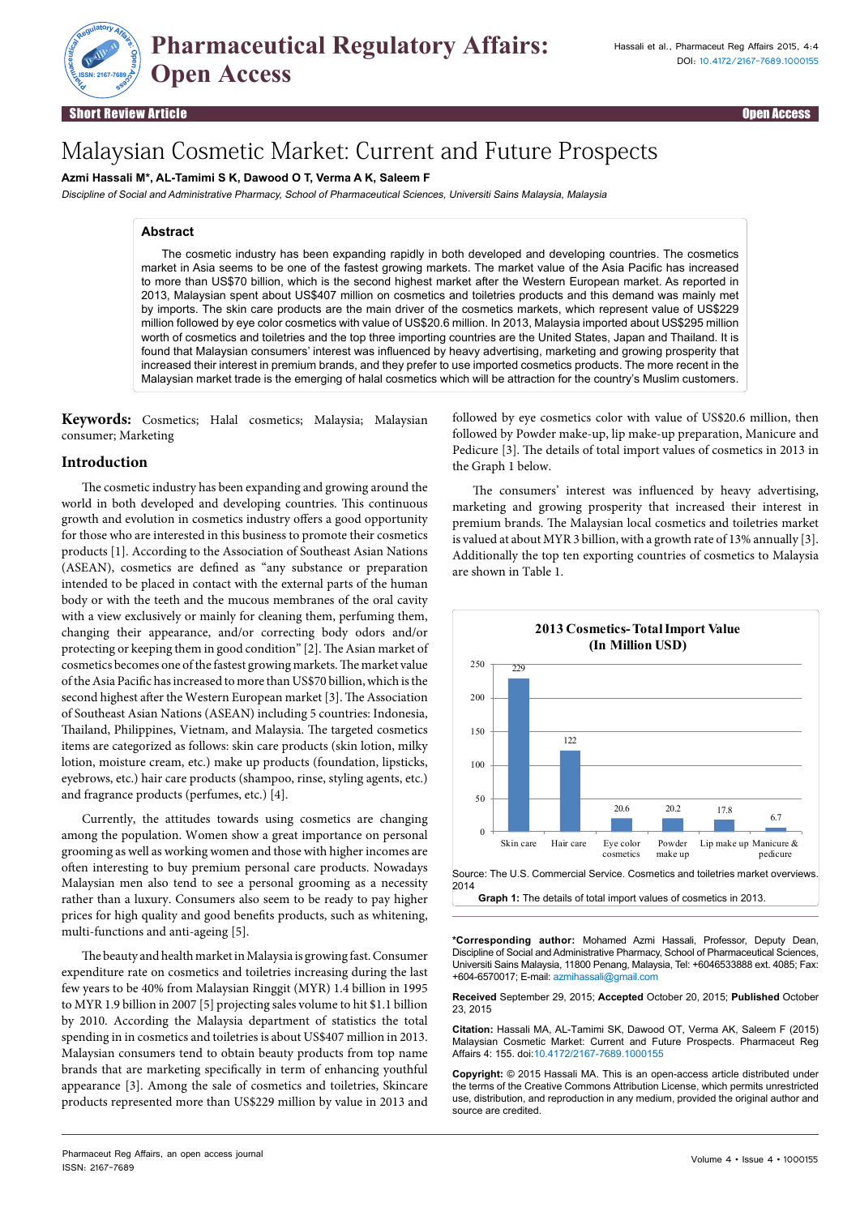Short Review Article — Open Access

# Malaysian Cosmetic Market: Current and Future Prospects

**Azmi Hassali M\*, AL-Tamimi S K, Dawood O T, Verma A K, Saleem F**

*Discipline of Social and Administrative Pharmacy, School of Pharmaceutical Sciences, Universiti Sains Malaysia, Malaysia*

## Abstract

The cosmetic industry has been expanding rapidly in both developed and developing countries. The cosmetics market in Asia seems to be one of the fastest growing markets. The market value of the Asia Pacific has increased to more than US$70 billion, which is the second highest market after the Western European market. As reported in 2013, Malaysian spent about US$407 million on cosmetics and toiletries products and this demand was mainly met by imports. The skin care products are the main driver of the cosmetics markets, which represent value of US$229 million followed by eye color cosmetics with value of US$20.6 million. In 2013, Malaysia imported about US$295 million worth of cosmetics and toiletries and the top three importing countries are the United States, Japan and Thailand. It is found that Malaysian consumers' interest was influenced by heavy advertising, marketing and growing prosperity that increased their interest in premium brands, and they prefer to use imported cosmetics products. The more recent in the Malaysian market trade is the emerging of halal cosmetics which will be attraction for the country's Muslim customers.

**Keywords:** Cosmetics; Halal cosmetics; Malaysia; Malaysian consumer; Marketing

## Introduction

The cosmetic industry has been expanding and growing around the world in both developed and developing countries. This continuous growth and evolution in cosmetics industry offers a good opportunity for those who are interested in this business to promote their cosmetics products [1]. According to the Association of Southeast Asian Nations (ASEAN), cosmetics are defined as "any substance or preparation intended to be placed in contact with the external parts of the human body or with the teeth and the mucous membranes of the oral cavity with a view exclusively or mainly for cleaning them, perfuming them, changing their appearance, and/or correcting body odors and/or protecting or keeping them in good condition" [2]. The Asian market of cosmetics becomes one of the fastest growing markets. The market value of the Asia Pacific has increased to more than US$70 billion, which is the second highest after the Western European market [3]. The Association of Southeast Asian Nations (ASEAN) including 5 countries: Indonesia, Thailand, Philippines, Vietnam, and Malaysia. The targeted cosmetics items are categorized as follows: skin care products (skin lotion, milky lotion, moisture cream, etc.) make up products (foundation, lipsticks, eyebrows, etc.) hair care products (shampoo, rinse, styling agents, etc.) and fragrance products (perfumes, etc.) [4].

Currently, the attitudes towards using cosmetics are changing among the population. Women show a great importance on personal grooming as well as working women and those with higher incomes are often interesting to buy premium personal care products. Nowadays Malaysian men also tend to see a personal grooming as a necessity rather than a luxury. Consumers also seem to be ready to pay higher prices for high quality and good benefits products, such as whitening, multi-functions and anti-ageing [5].

The beauty and health market in Malaysia is growing fast. Consumer expenditure rate on cosmetics and toiletries increasing during the last few years to be 40% from Malaysian Ringgit (MYR) 1.4 billion in 1995 to MYR 1.9 billion in 2007 [5] projecting sales volume to hit $1.1 billion by 2010. According the Malaysia department of statistics the total spending in in cosmetics and toiletries is about US$407 million in 2013. Malaysian consumers tend to obtain beauty products from top name brands that are marketing specifically in term of enhancing youthful appearance [3]. Among the sale of cosmetics and toiletries, Skincare products represented more than US$229 million by value in 2013 and followed by eye cosmetics color with value of US$20.6 million, then followed by Powder make-up, lip make-up preparation, Manicure and Pedicure [3]. The details of total import values of cosmetics in 2013 in the Graph 1 below.

The consumers' interest was influenced by heavy advertising, marketing and growing prosperity that increased their interest in premium brands. The Malaysian local cosmetics and toiletries market is valued at about MYR 3 billion, with a growth rate of 13% annually [3]. Additionally the top ten exporting countries of cosmetics to Malaysia are shown in Table 1.

**2013 Cosmetics- Total Import Value (In Million USD)**

| Category | Value (Million USD) |
|---|---|
| Skin care | 229 |
| Hair care | 122 |
| Eye color cosmetics | 20.6 |
| Powder make up | 20.2 |
| Lip make up | 17.8 |
| Manicure & pedicure | 6.7 |

Source: The U.S. Commercial Service. Cosmetics and toiletries market overviews. 2014

**Graph 1:** The details of total import values of cosmetics in 2013.

**\*Corresponding author:** Mohamed Azmi Hassali, Professor, Deputy Dean, Discipline of Social and Administrative Pharmacy, School of Pharmaceutical Sciences, Universiti Sains Malaysia, 11800 Penang, Malaysia, Tel: +6046533888 ext. 4085; Fax: +604-6570017; E-mail: azmihassali@gmail.com

**Received** September 29, 2015; **Accepted** October 20, 2015; **Published** October 23, 2015

**Citation:** Hassali MA, AL-Tamimi SK, Dawood OT, Verma AK, Saleem F (2015) Malaysian Cosmetic Market: Current and Future Prospects. Pharmaceut Reg Affairs 4: 155. doi:10.4172/2167-7689.1000155

**Copyright:** © 2015 Hassali MA. This is an open-access article distributed under the terms of the Creative Commons Attribution License, which permits unrestricted use, distribution, and reproduction in any medium, provided the original author and source are credited.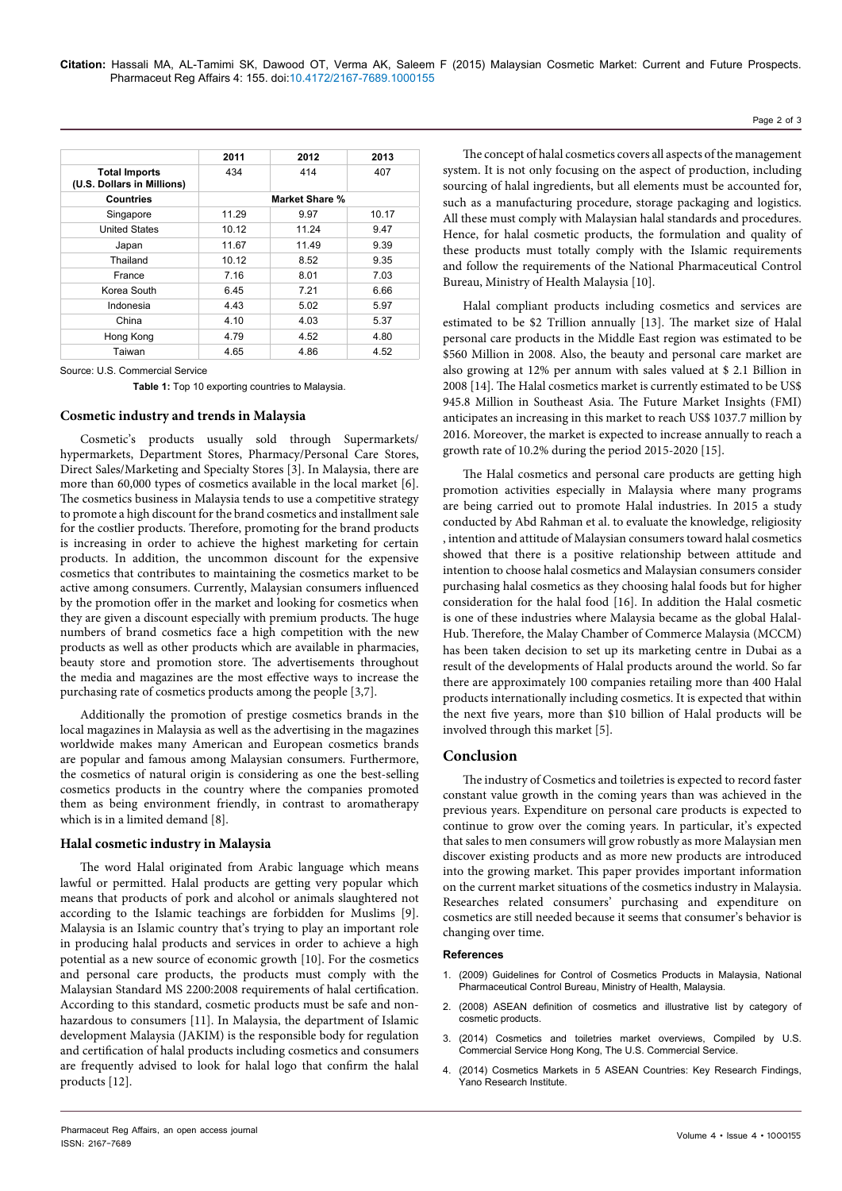| | 2011 | 2012 | 2013 |
|---|---|---|---|
| **Total Imports (U.S. Dollars in Millions)** | 434 | 414 | 407 |
| **Countries** | **Market Share %** | | |
| Singapore | 11.29 | 9.97 | 10.17 |
| United States | 10.12 | 11.24 | 9.47 |
| Japan | 11.67 | 11.49 | 9.39 |
| Thailand | 10.12 | 8.52 | 9.35 |
| France | 7.16 | 8.01 | 7.03 |
| Korea South | 6.45 | 7.21 | 6.66 |
| Indonesia | 4.43 | 5.02 | 5.97 |
| China | 4.10 | 4.03 | 5.37 |
| Hong Kong | 4.79 | 4.52 | 4.80 |
| Taiwan | 4.65 | 4.86 | 4.52 |

Source: U.S. Commercial Service

**Table 1:** Top 10 exporting countries to Malaysia.

## Cosmetic industry and trends in Malaysia

Cosmetic's products usually sold through Supermarkets/hypermarkets, Department Stores, Pharmacy/Personal Care Stores, Direct Sales/Marketing and Specialty Stores [3]. In Malaysia, there are more than 60,000 types of cosmetics available in the local market [6]. The cosmetics business in Malaysia tends to use a competitive strategy to promote a high discount for the brand cosmetics and installment sale for the costlier products. Therefore, promoting for the brand products is increasing in order to achieve the highest marketing for certain products. In addition, the uncommon discount for the expensive cosmetics that contributes to maintaining the cosmetics market to be active among consumers. Currently, Malaysian consumers influenced by the promotion offer in the market and looking for cosmetics when they are given a discount especially with premium products. The huge numbers of brand cosmetics face a high competition with the new products as well as other products which are available in pharmacies, beauty store and promotion store. The advertisements throughout the media and magazines are the most effective ways to increase the purchasing rate of cosmetics products among the people [3,7].

Additionally the promotion of prestige cosmetics brands in the local magazines in Malaysia as well as the advertising in the magazines worldwide makes many American and European cosmetics brands are popular and famous among Malaysian consumers. Furthermore, the cosmetics of natural origin is considering as one the best-selling cosmetics products in the country where the companies promoted them as being environment friendly, in contrast to aromatherapy which is in a limited demand [8].

## Halal cosmetic industry in Malaysia

The word Halal originated from Arabic language which means lawful or permitted. Halal products are getting very popular which means that products of pork and alcohol or animals slaughtered not according to the Islamic teachings are forbidden for Muslims [9]. Malaysia is an Islamic country that's trying to play an important role in producing halal products and services in order to achieve a high potential as a new source of economic growth [10]. For the cosmetics and personal care products, the products must comply with the Malaysian Standard MS 2200:2008 requirements of halal certification. According to this standard, cosmetic products must be safe and non-hazardous to consumers [11]. In Malaysia, the department of Islamic development Malaysia (JAKIM) is the responsible body for regulation and certification of halal products including cosmetics and consumers are frequently advised to look for halal logo that confirm the halal products [12].

The concept of halal cosmetics covers all aspects of the management system. It is not only focusing on the aspect of production, including sourcing of halal ingredients, but all elements must be accounted for, such as a manufacturing procedure, storage packaging and logistics. All these must comply with Malaysian halal standards and procedures. Hence, for halal cosmetic products, the formulation and quality of these products must totally comply with the Islamic requirements and follow the requirements of the National Pharmaceutical Control Bureau, Ministry of Health Malaysia [10].

Halal compliant products including cosmetics and services are estimated to be $2 Trillion annually [13]. The market size of Halal personal care products in the Middle East region was estimated to be $560 Million in 2008. Also, the beauty and personal care market are also growing at 12% per annum with sales valued at $ 2.1 Billion in 2008 [14]. The Halal cosmetics market is currently estimated to be US$ 945.8 Million in Southeast Asia. The Future Market Insights (FMI) anticipates an increasing in this market to reach US$ 1037.7 million by 2016. Moreover, the market is expected to increase annually to reach a growth rate of 10.2% during the period 2015-2020 [15].

The Halal cosmetics and personal care products are getting high promotion activities especially in Malaysia where many programs are being carried out to promote Halal industries. In 2015 a study conducted by Abd Rahman et al. to evaluate the knowledge, religiosity , intention and attitude of Malaysian consumers toward halal cosmetics showed that there is a positive relationship between attitude and intention to choose halal cosmetics and Malaysian consumers consider purchasing halal cosmetics as they choosing halal foods but for higher consideration for the halal food [16]. In addition the Halal cosmetic is one of these industries where Malaysia became as the global Halal-Hub. Therefore, the Malay Chamber of Commerce Malaysia (MCCM) has been taken decision to set up its marketing centre in Dubai as a result of the developments of Halal products around the world. So far there are approximately 100 companies retailing more than 400 Halal products internationally including cosmetics. It is expected that within the next five years, more than $10 billion of Halal products will be involved through this market [5].

## Conclusion

The industry of Cosmetics and toiletries is expected to record faster constant value growth in the coming years than was achieved in the previous years. Expenditure on personal care products is expected to continue to grow over the coming years. In particular, it's expected that sales to men consumers will grow robustly as more Malaysian men discover existing products and as more new products are introduced into the growing market. This paper provides important information on the current market situations of the cosmetics industry in Malaysia. Researches related consumers' purchasing and expenditure on cosmetics are still needed because it seems that consumer's behavior is changing over time.

### References

1. (2009) Guidelines for Control of Cosmetics Products in Malaysia, National Pharmaceutical Control Bureau, Ministry of Health, Malaysia.
2. (2008) ASEAN definition of cosmetics and illustrative list by category of cosmetic products.
3. (2014) Cosmetics and toiletries market overviews, Compiled by U.S. Commercial Service Hong Kong, The U.S. Commercial Service.
4. (2014) Cosmetics Markets in 5 ASEAN Countries: Key Research Findings, Yano Research Institute.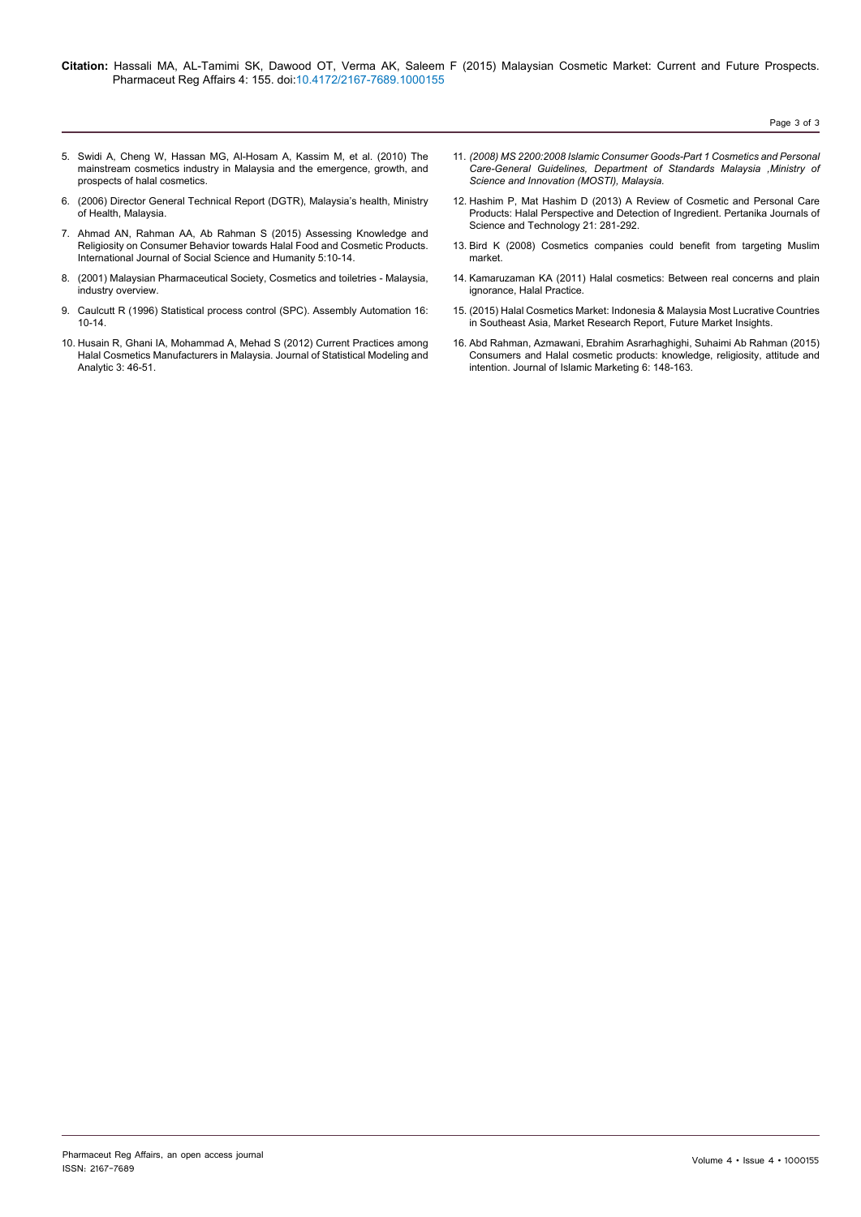5. Swidi A, Cheng W, Hassan MG, Al-Hosam A, Kassim M, et al. (2010) The mainstream cosmetics industry in Malaysia and the emergence, growth, and prospects of halal cosmetics.

6. (2006) Director General Technical Report (DGTR), Malaysia's health, Ministry of Health, Malaysia.

7. Ahmad AN, Rahman AA, Ab Rahman S (2015) Assessing Knowledge and Religiosity on Consumer Behavior towards Halal Food and Cosmetic Products. International Journal of Social Science and Humanity 5:10-14.

8. (2001) Malaysian Pharmaceutical Society, Cosmetics and toiletries - Malaysia, industry overview.

9. Caulcutt R (1996) Statistical process control (SPC). Assembly Automation 16: 10-14.

10. Husain R, Ghani IA, Mohammad A, Mehad S (2012) Current Practices among Halal Cosmetics Manufacturers in Malaysia. Journal of Statistical Modeling and Analytic 3: 46-51.

11. *(2008) MS 2200:2008 Islamic Consumer Goods-Part 1 Cosmetics and Personal Care-General Guidelines, Department of Standards Malaysia ,Ministry of Science and Innovation (MOSTI), Malaysia.*

12. Hashim P, Mat Hashim D (2013) A Review of Cosmetic and Personal Care Products: Halal Perspective and Detection of Ingredient. Pertanika Journals of Science and Technology 21: 281-292.

13. Bird K (2008) Cosmetics companies could benefit from targeting Muslim market.

14. Kamaruzaman KA (2011) Halal cosmetics: Between real concerns and plain ignorance, Halal Practice.

15. (2015) Halal Cosmetics Market: Indonesia & Malaysia Most Lucrative Countries in Southeast Asia, Market Research Report, Future Market Insights.

16. Abd Rahman, Azmawani, Ebrahim Asrarhaghighi, Suhaimi Ab Rahman (2015) Consumers and Halal cosmetic products: knowledge, religiosity, attitude and intention. Journal of Islamic Marketing 6: 148-163.